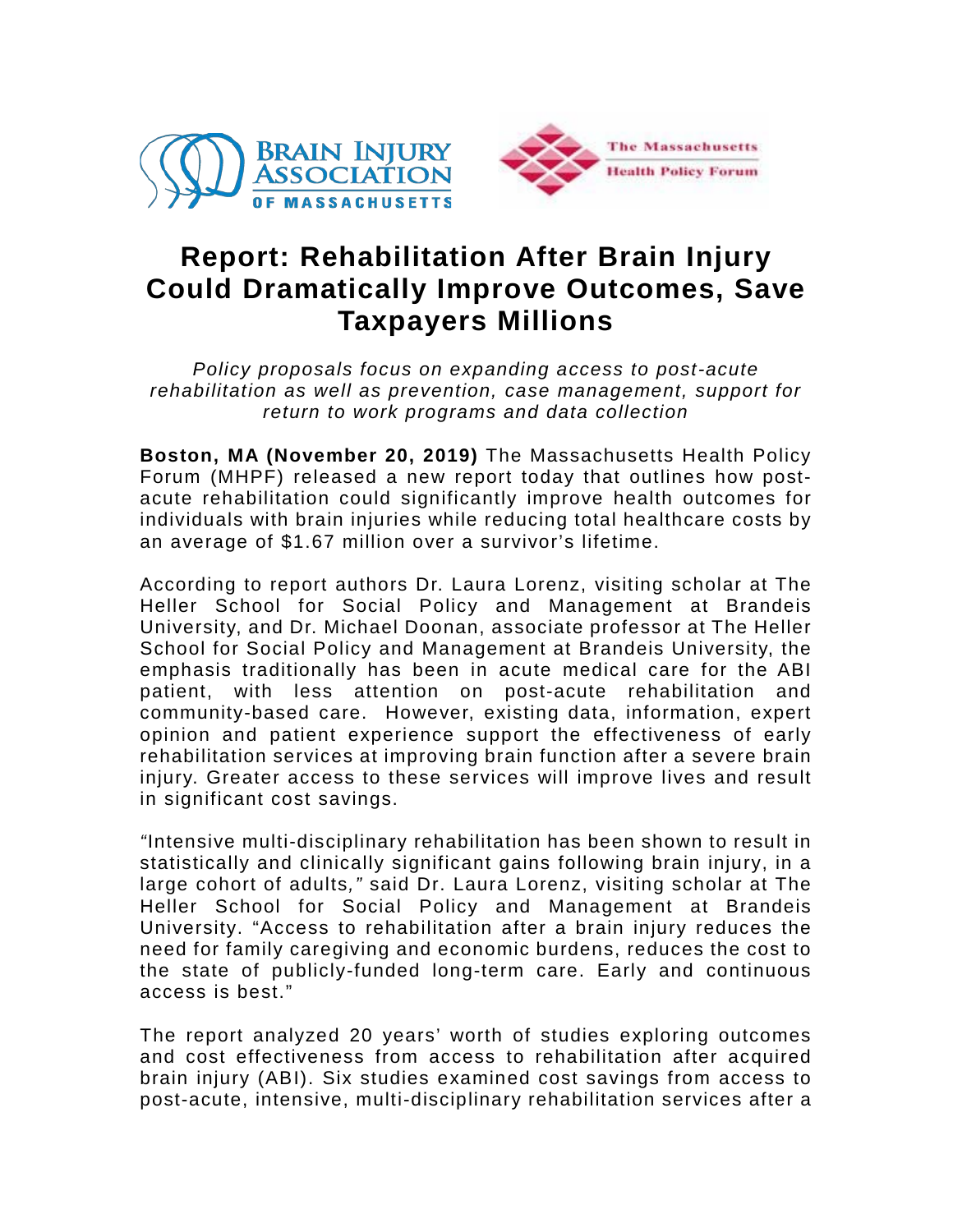# Report: Rehabilitation After Brain Injury Could Dramatically Improve Outcomes, Save Taxpayers Millions

*Policy proposals focus on expanding access to post-acute rehabilitation as well as prevention, case management, support for return to work programs and data collection*

**Boston, MA (November 20, 2019)** The Massachusetts Health Policy Forum (MHPF) released a new report today that outlines how post-acute rehabilitation could significantly improve health outcomes for individuals with brain injuries while reducing total healthcare costs by an average of $1.67 million over a survivor's lifetime.

According to report authors Dr. Laura Lorenz, visiting scholar at The Heller School for Social Policy and Management at Brandeis University, and Dr. Michael Doonan, associate professor at The Heller School for Social Policy and Management at Brandeis University, the emphasis traditionally has been in acute medical care for the ABI patient, with less attention on post-acute rehabilitation and community-based care. However, existing data, information, expert opinion and patient experience support the effectiveness of early rehabilitation services at improving brain function after a severe brain injury. Greater access to these services will improve lives and result in significant cost savings.

*"Intensive multi-disciplinary rehabilitation has been shown to result in statistically and clinically significant gains following brain injury, in a large cohort of adults,"* said Dr. Laura Lorenz, visiting scholar at The Heller School for Social Policy and Management at Brandeis University. "Access to rehabilitation after a brain injury reduces the need for family caregiving and economic burdens, reduces the cost to the state of publicly-funded long-term care. Early and continuous access is best."

The report analyzed 20 years' worth of studies exploring outcomes and cost effectiveness from access to rehabilitation after acquired brain injury (ABI). Six studies examined cost savings from access to post-acute, intensive, multi-disciplinary rehabilitation services after a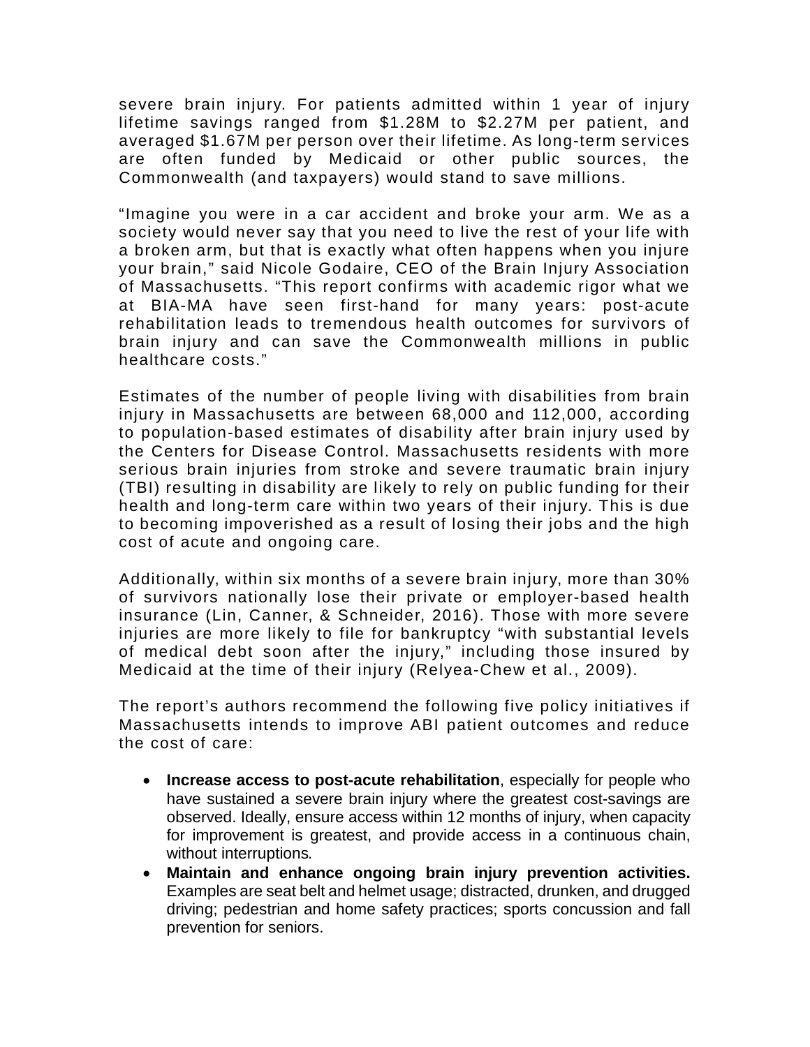severe brain injury. For patients admitted within 1 year of injury lifetime savings ranged from $1.28M to $2.27M per patient, and averaged $1.67M per person over their lifetime. As long-term services are often funded by Medicaid or other public sources, the Commonwealth (and taxpayers) would stand to save millions.

"Imagine you were in a car accident and broke your arm. We as a society would never say that you need to live the rest of your life with a broken arm, but that is exactly what often happens when you injure your brain," said Nicole Godaire, CEO of the Brain Injury Association of Massachusetts. "This report confirms with academic rigor what we at BIA-MA have seen first-hand for many years: post-acute rehabilitation leads to tremendous health outcomes for survivors of brain injury and can save the Commonwealth millions in public healthcare costs."

Estimates of the number of people living with disabilities from brain injury in Massachusetts are between 68,000 and 112,000, according to population-based estimates of disability after brain injury used by the Centers for Disease Control. Massachusetts residents with more serious brain injuries from stroke and severe traumatic brain injury (TBI) resulting in disability are likely to rely on public funding for their health and long-term care within two years of their injury. This is due to becoming impoverished as a result of losing their jobs and the high cost of acute and ongoing care.

Additionally, within six months of a severe brain injury, more than 30% of survivors nationally lose their private or employer-based health insurance (Lin, Canner, & Schneider, 2016). Those with more severe injuries are more likely to file for bankruptcy "with substantial levels of medical debt soon after the injury," including those insured by Medicaid at the time of their injury (Relyea-Chew et al., 2009).

The report's authors recommend the following five policy initiatives if Massachusetts intends to improve ABI patient outcomes and reduce the cost of care:

- **Increase access to post-acute rehabilitation**, especially for people who have sustained a severe brain injury where the greatest cost-savings are observed. Ideally, ensure access within 12 months of injury, when capacity for improvement is greatest, and provide access in a continuous chain, without interruptions.
- **Maintain and enhance ongoing brain injury prevention activities.** Examples are seat belt and helmet usage; distracted, drunken, and drugged driving; pedestrian and home safety practices; sports concussion and fall prevention for seniors.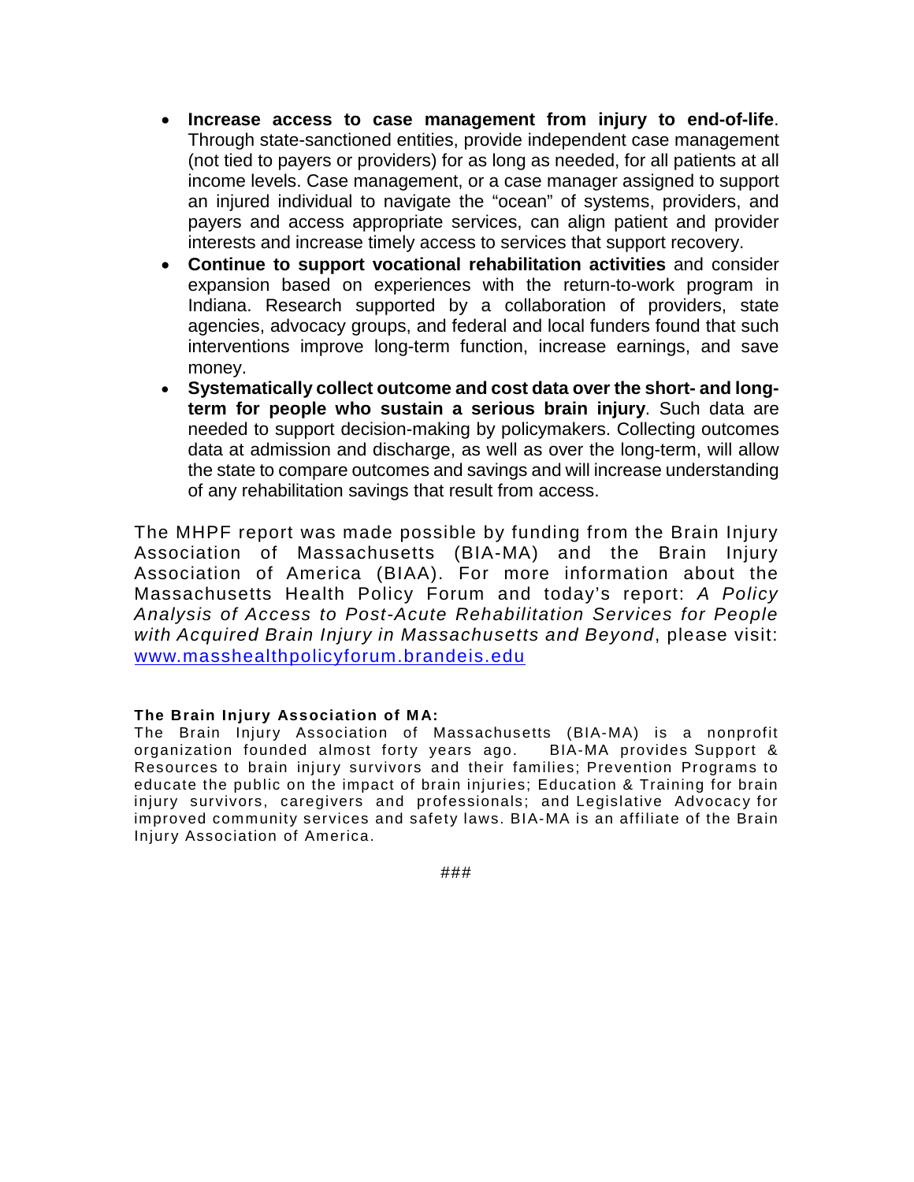- **Increase access to case management from injury to end-of-life**. Through state-sanctioned entities, provide independent case management (not tied to payers or providers) for as long as needed, for all patients at all income levels. Case management, or a case manager assigned to support an injured individual to navigate the "ocean" of systems, providers, and payers and access appropriate services, can align patient and provider interests and increase timely access to services that support recovery.
- **Continue to support vocational rehabilitation activities** and consider expansion based on experiences with the return-to-work program in Indiana. Research supported by a collaboration of providers, state agencies, advocacy groups, and federal and local funders found that such interventions improve long-term function, increase earnings, and save money.
- **Systematically collect outcome and cost data over the short- and long-term for people who sustain a serious brain injury**. Such data are needed to support decision-making by policymakers. Collecting outcomes data at admission and discharge, as well as over the long-term, will allow the state to compare outcomes and savings and will increase understanding of any rehabilitation savings that result from access.

The MHPF report was made possible by funding from the Brain Injury Association of Massachusetts (BIA-MA) and the Brain Injury Association of America (BIAA). For more information about the Massachusetts Health Policy Forum and today's report: *A Policy Analysis of Access to Post-Acute Rehabilitation Services for People with Acquired Brain Injury in Massachusetts and Beyond*, please visit: www.masshealthpolicyforum.brandeis.edu

**The Brain Injury Association of MA:**

The Brain Injury Association of Massachusetts (BIA-MA) is a nonprofit organization founded almost forty years ago. BIA-MA provides Support & Resources to brain injury survivors and their families; Prevention Programs to educate the public on the impact of brain injuries; Education & Training for brain injury survivors, caregivers and professionals; and Legislative Advocacy for improved community services and safety laws. BIA-MA is an affiliate of the Brain Injury Association of America.

###